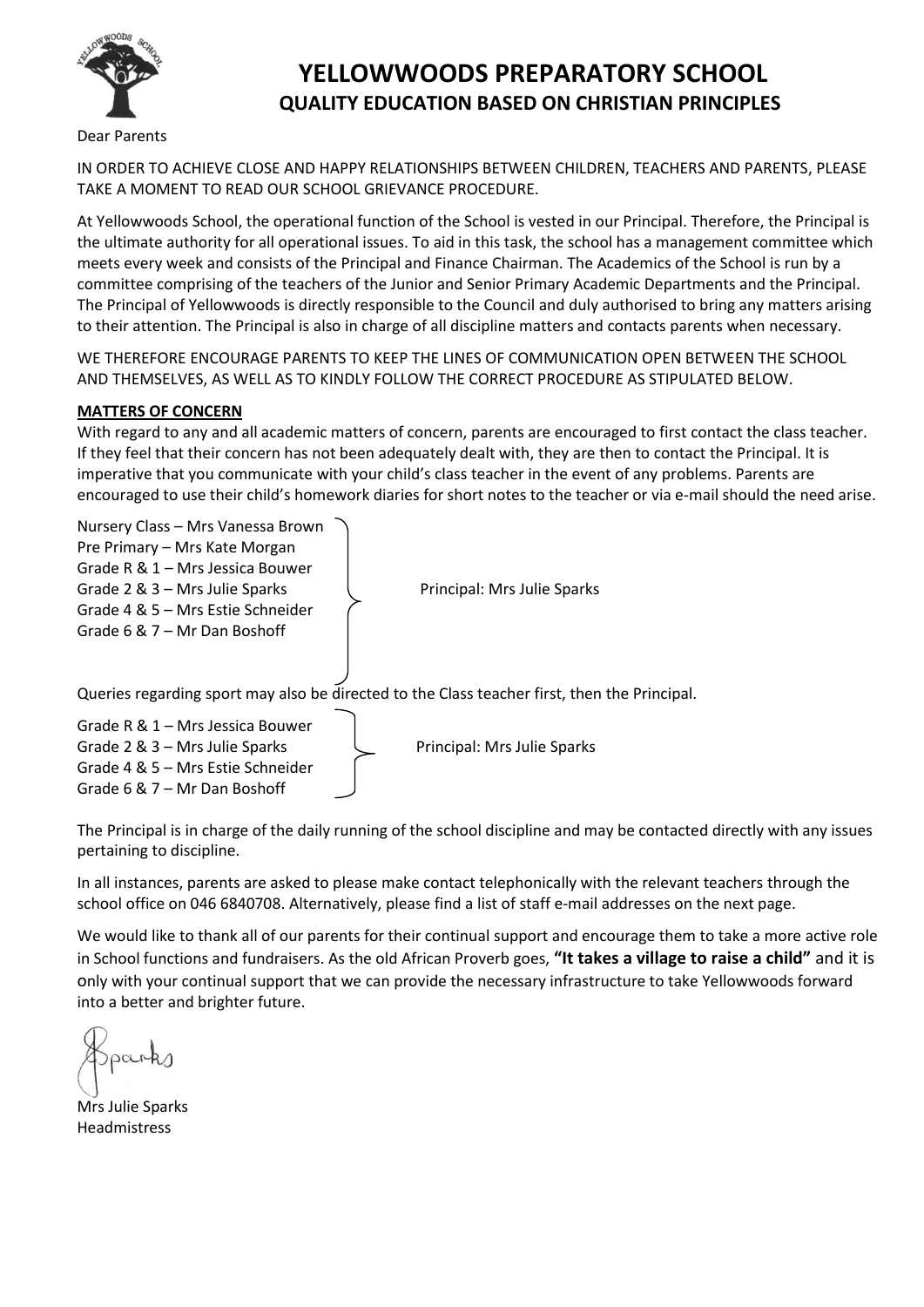# YELLOWWOODS PREPARATORY SCHOOL

## QUALITY EDUCATION BASED ON CHRISTIAN PRINCIPLES

Dear Parents

IN ORDER TO ACHIEVE CLOSE AND HAPPY RELATIONSHIPS BETWEEN CHILDREN, TEACHERS AND PARENTS, PLEASE TAKE A MOMENT TO READ OUR SCHOOL GRIEVANCE PROCEDURE.

At Yellowwoods School, the operational function of the School is vested in our Principal. Therefore, the Principal is the ultimate authority for all operational issues. To aid in this task, the school has a management committee which meets every week and consists of the Principal and Finance Chairman. The Academics of the School is run by a committee comprising of the teachers of the Junior and Senior Primary Academic Departments and the Principal. The Principal of Yellowwoods is directly responsible to the Council and duly authorised to bring any matters arising to their attention. The Principal is also in charge of all discipline matters and contacts parents when necessary.

WE THEREFORE ENCOURAGE PARENTS TO KEEP THE LINES OF COMMUNICATION OPEN BETWEEN THE SCHOOL AND THEMSELVES, AS WELL AS TO KINDLY FOLLOW THE CORRECT PROCEDURE AS STIPULATED BELOW.

**MATTERS OF CONCERN**

With regard to any and all academic matters of concern, parents are encouraged to first contact the class teacher. If they feel that their concern has not been adequately dealt with, they are then to contact the Principal. It is imperative that you communicate with your child's class teacher in the event of any problems. Parents are encouraged to use their child's homework diaries for short notes to the teacher or via e-mail should the need arise.

Nursery Class – Mrs Vanessa Brown
Pre Primary – Mrs Kate Morgan
Grade R & 1 – Mrs Jessica Bouwer
Grade 2 & 3 – Mrs Julie Sparks
Grade 4 & 5 – Mrs Estie Schneider
Grade 6 & 7 – Mr Dan Boshoff

} Principal: Mrs Julie Sparks

Queries regarding sport may also be directed to the Class teacher first, then the Principal.

Grade R & 1 – Mrs Jessica Bouwer
Grade 2 & 3 – Mrs Julie Sparks
Grade 4 & 5 – Mrs Estie Schneider
Grade 6 & 7 – Mr Dan Boshoff

} Principal: Mrs Julie Sparks

The Principal is in charge of the daily running of the school discipline and may be contacted directly with any issues pertaining to discipline.

In all instances, parents are asked to please make contact telephonically with the relevant teachers through the school office on 046 6840708. Alternatively, please find a list of staff e-mail addresses on the next page.

We would like to thank all of our parents for their continual support and encourage them to take a more active role in School functions and fundraisers. As the old African Proverb goes, **"It takes a village to raise a child"** and it is only with your continual support that we can provide the necessary infrastructure to take Yellowwoods forward into a better and brighter future.

Sparks

Mrs Julie Sparks
Headmistress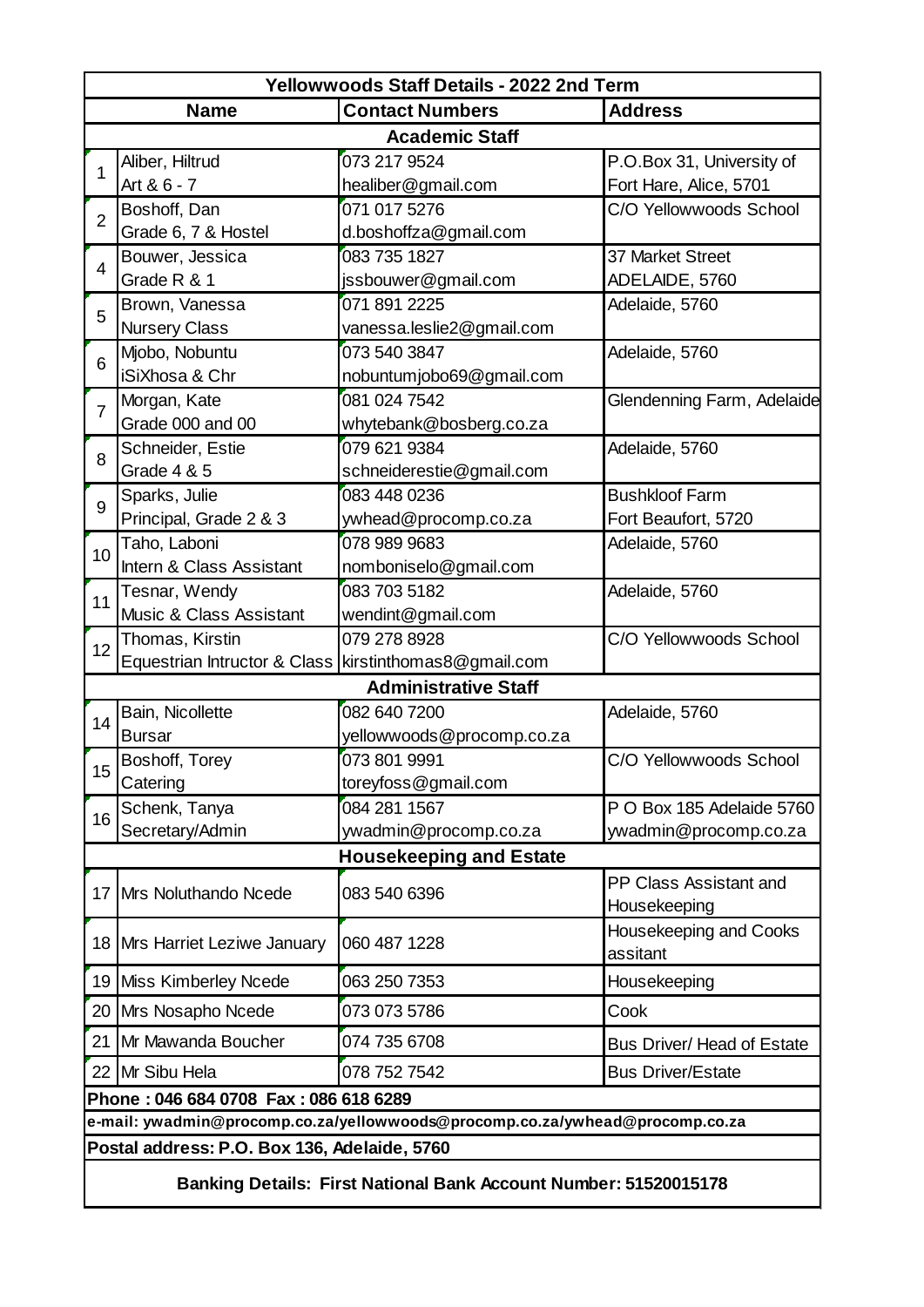| Yellowwoods Staff Details - 2022 2nd Term | | | |
|---|---|---|---|
| | **Name** | **Contact Numbers** | **Address** |
| | **Academic Staff** | | |
| 1 | Aliber, Hiltrud<br>Art & 6 - 7 | 073 217 9524<br>healiber@gmail.com | P.O.Box 31, University of Fort Hare, Alice, 5701 |
| 2 | Boshoff, Dan<br>Grade 6, 7 & Hostel | 071 017 5276<br>d.boshoffza@gmail.com | C/O Yellowwoods School |
| 4 | Bouwer, Jessica<br>Grade R & 1 | 083 735 1827<br>jssbouwer@gmail.com | 37 Market Street<br>ADELAIDE, 5760 |
| 5 | Brown, Vanessa<br>Nursery Class | 071 891 2225<br>vanessa.leslie2@gmail.com | Adelaide, 5760 |
| 6 | Mjobo, Nobuntu<br>iSiXhosa & Chr | 073 540 3847<br>nobuntumjobo69@gmail.com | Adelaide, 5760 |
| 7 | Morgan, Kate<br>Grade 000 and 00 | 081 024 7542<br>whytebank@bosberg.co.za | Glendenning Farm, Adelaide |
| 8 | Schneider, Estie<br>Grade 4 & 5 | 079 621 9384<br>schneiderestie@gmail.com | Adelaide, 5760 |
| 9 | Sparks, Julie<br>Principal, Grade 2 & 3 | 083 448 0236<br>ywhead@procomp.co.za | Bushkloof Farm<br>Fort Beaufort, 5720 |
| 10 | Taho, Laboni<br>Intern & Class Assistant | 078 989 9683<br>nomboniselo@gmail.com | Adelaide, 5760 |
| 11 | Tesnar, Wendy<br>Music & Class Assistant | 083 703 5182<br>wendint@gmail.com | Adelaide, 5760 |
| 12 | Thomas, Kirstin<br>Equestrian Intructor & Class | 079 278 8928<br>kirstinthomas8@gmail.com | C/O Yellowwoods School |
| | **Administrative Staff** | | |
| 14 | Bain, Nicollette<br>Bursar | 082 640 7200<br>yellowwoods@procomp.co.za | Adelaide, 5760 |
| 15 | Boshoff, Torey<br>Catering | 073 801 9991<br>toreyfoss@gmail.com | C/O Yellowwoods School |
| 16 | Schenk, Tanya<br>Secretary/Admin | 084 281 1567<br>ywadmin@procomp.co.za | P O Box 185 Adelaide 5760<br>ywadmin@procomp.co.za |
| | **Housekeeping and Estate** | | |
| 17 | Mrs Noluthando Ncede | 083 540 6396 | PP Class Assistant and Housekeeping |
| 18 | Mrs Harriet Leziwe January | 060 487 1228 | Housekeeping and Cooks assitant |
| 19 | Miss Kimberley Ncede | 063 250 7353 | Housekeeping |
| 20 | Mrs Nosapho Ncede | 073 073 5786 | Cook |
| 21 | Mr Mawanda Boucher | 074 735 6708 | Bus Driver/ Head of Estate |
| 22 | Mr Sibu Hela | 078 752 7542 | Bus Driver/Estate |

**Phone : 046 684 0708 Fax : 086 618 6289**

**e-mail: ywadmin@procomp.co.za/yellowwoods@procomp.co.za/ywhead@procomp.co.za**

**Postal address: P.O. Box 136, Adelaide, 5760**

**Banking Details: First National Bank Account Number: 51520015178**